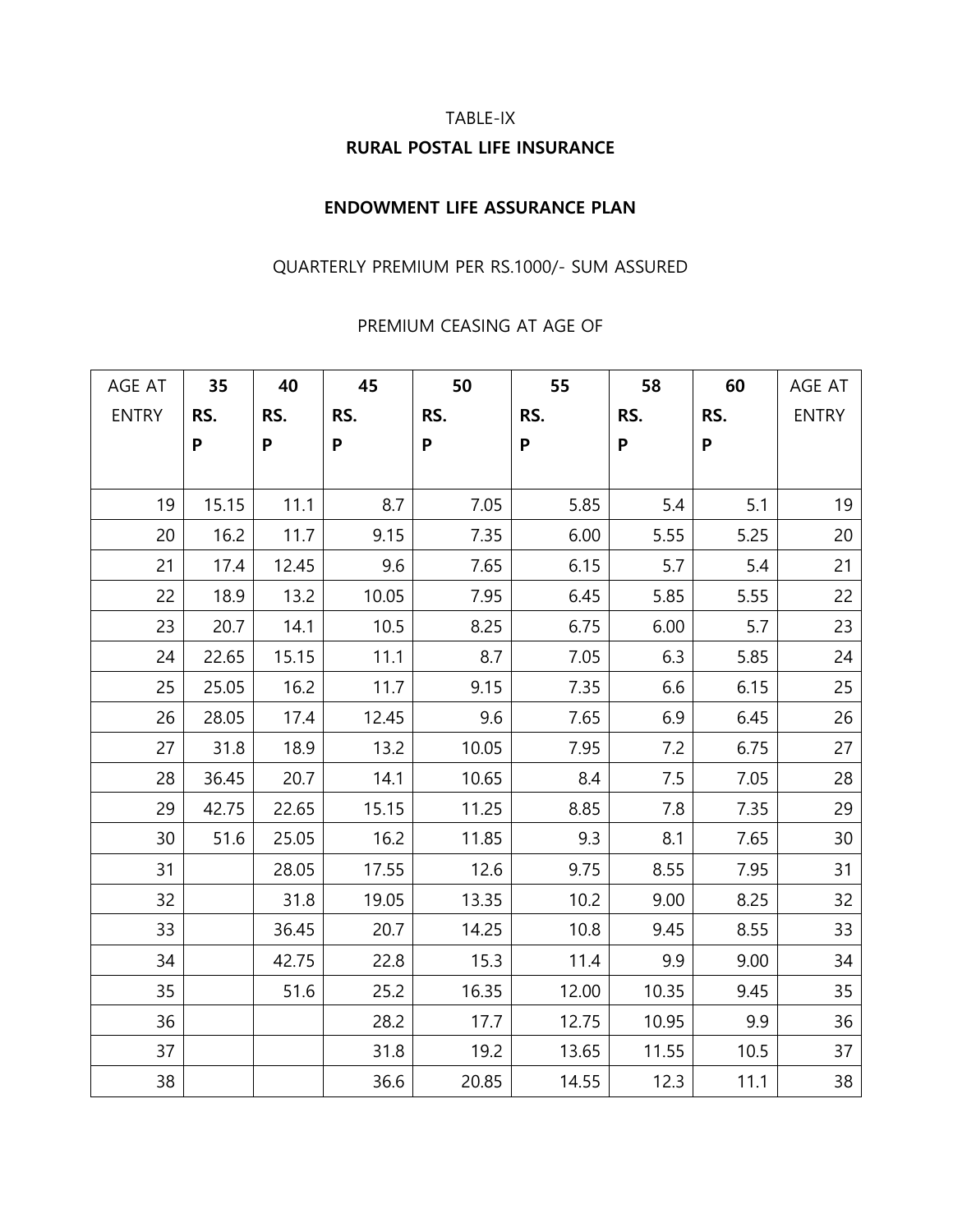TABLE-IX

**RURAL POSTAL LIFE INSURANCE**

**ENDOWMENT LIFE ASSURANCE PLAN**

QUARTERLY PREMIUM PER RS.1000/- SUM ASSURED

PREMIUM CEASING AT AGE OF

| AGE AT ENTRY | **35** **RS. P** | **40** **RS. P** | **45** **RS. P** | **50** **RS. P** | **55** **RS. P** | **58** **RS. P** | **60** **RS. P** | AGE AT ENTRY |
|---|---|---|---|---|---|---|---|---|
| 19 | 15.15 | 11.1 | 8.7 | 7.05 | 5.85 | 5.4 | 5.1 | 19 |
| 20 | 16.2 | 11.7 | 9.15 | 7.35 | 6.00 | 5.55 | 5.25 | 20 |
| 21 | 17.4 | 12.45 | 9.6 | 7.65 | 6.15 | 5.7 | 5.4 | 21 |
| 22 | 18.9 | 13.2 | 10.05 | 7.95 | 6.45 | 5.85 | 5.55 | 22 |
| 23 | 20.7 | 14.1 | 10.5 | 8.25 | 6.75 | 6.00 | 5.7 | 23 |
| 24 | 22.65 | 15.15 | 11.1 | 8.7 | 7.05 | 6.3 | 5.85 | 24 |
| 25 | 25.05 | 16.2 | 11.7 | 9.15 | 7.35 | 6.6 | 6.15 | 25 |
| 26 | 28.05 | 17.4 | 12.45 | 9.6 | 7.65 | 6.9 | 6.45 | 26 |
| 27 | 31.8 | 18.9 | 13.2 | 10.05 | 7.95 | 7.2 | 6.75 | 27 |
| 28 | 36.45 | 20.7 | 14.1 | 10.65 | 8.4 | 7.5 | 7.05 | 28 |
| 29 | 42.75 | 22.65 | 15.15 | 11.25 | 8.85 | 7.8 | 7.35 | 29 |
| 30 | 51.6 | 25.05 | 16.2 | 11.85 | 9.3 | 8.1 | 7.65 | 30 |
| 31 | | 28.05 | 17.55 | 12.6 | 9.75 | 8.55 | 7.95 | 31 |
| 32 | | 31.8 | 19.05 | 13.35 | 10.2 | 9.00 | 8.25 | 32 |
| 33 | | 36.45 | 20.7 | 14.25 | 10.8 | 9.45 | 8.55 | 33 |
| 34 | | 42.75 | 22.8 | 15.3 | 11.4 | 9.9 | 9.00 | 34 |
| 35 | | 51.6 | 25.2 | 16.35 | 12.00 | 10.35 | 9.45 | 35 |
| 36 | | | 28.2 | 17.7 | 12.75 | 10.95 | 9.9 | 36 |
| 37 | | | 31.8 | 19.2 | 13.65 | 11.55 | 10.5 | 37 |
| 38 | | | 36.6 | 20.85 | 14.55 | 12.3 | 11.1 | 38 |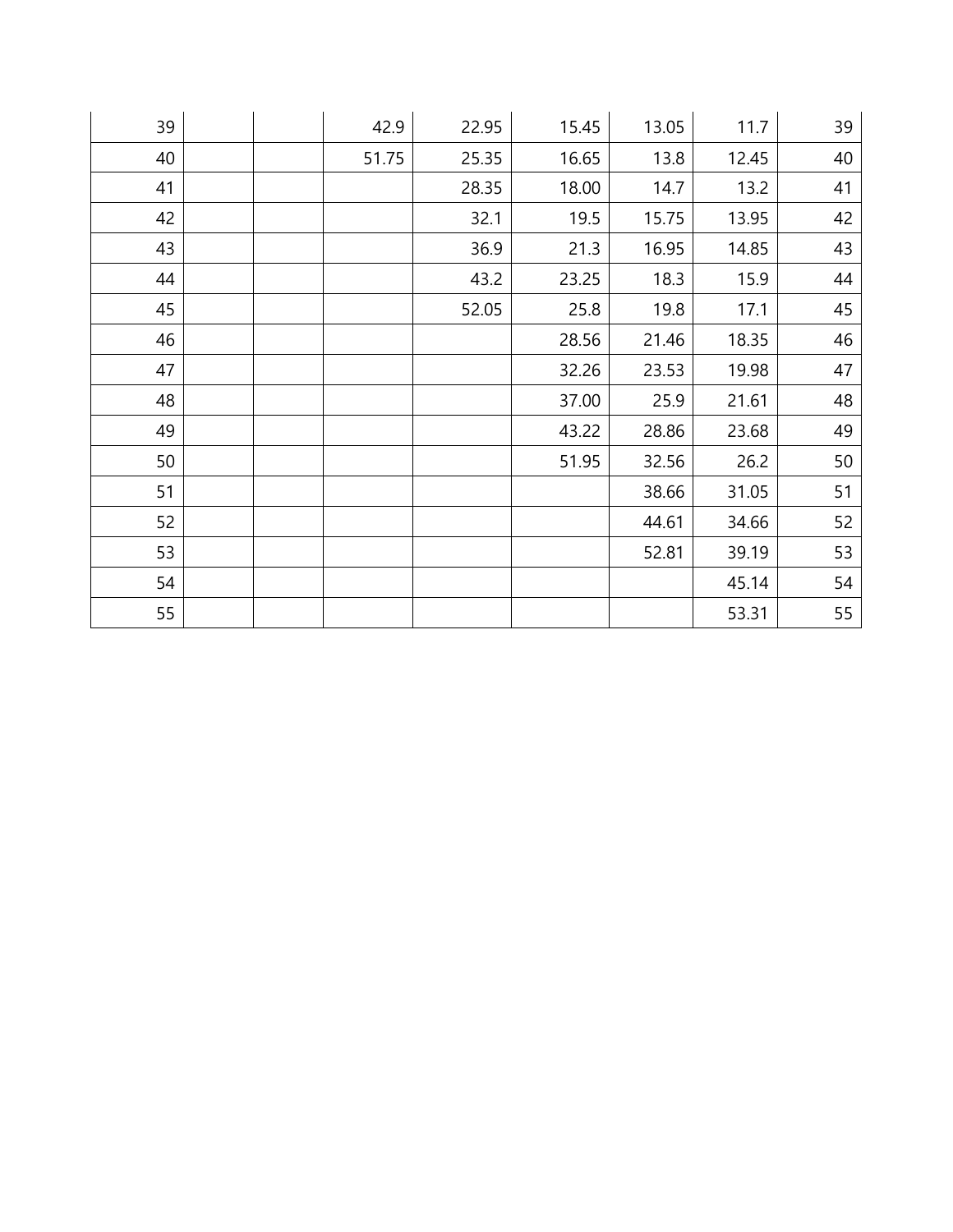| | | | | | | | | |
|---|---|---|---|---|---|---|---|---|
| 39 | | | 42.9 | 22.95 | 15.45 | 13.05 | 11.7 | 39 |
| 40 | | | 51.75 | 25.35 | 16.65 | 13.8 | 12.45 | 40 |
| 41 | | | | 28.35 | 18.00 | 14.7 | 13.2 | 41 |
| 42 | | | | 32.1 | 19.5 | 15.75 | 13.95 | 42 |
| 43 | | | | 36.9 | 21.3 | 16.95 | 14.85 | 43 |
| 44 | | | | 43.2 | 23.25 | 18.3 | 15.9 | 44 |
| 45 | | | | 52.05 | 25.8 | 19.8 | 17.1 | 45 |
| 46 | | | | | 28.56 | 21.46 | 18.35 | 46 |
| 47 | | | | | 32.26 | 23.53 | 19.98 | 47 |
| 48 | | | | | 37.00 | 25.9 | 21.61 | 48 |
| 49 | | | | | 43.22 | 28.86 | 23.68 | 49 |
| 50 | | | | | 51.95 | 32.56 | 26.2 | 50 |
| 51 | | | | | | 38.66 | 31.05 | 51 |
| 52 | | | | | | 44.61 | 34.66 | 52 |
| 53 | | | | | | 52.81 | 39.19 | 53 |
| 54 | | | | | | | 45.14 | 54 |
| 55 | | | | | | | 53.31 | 55 |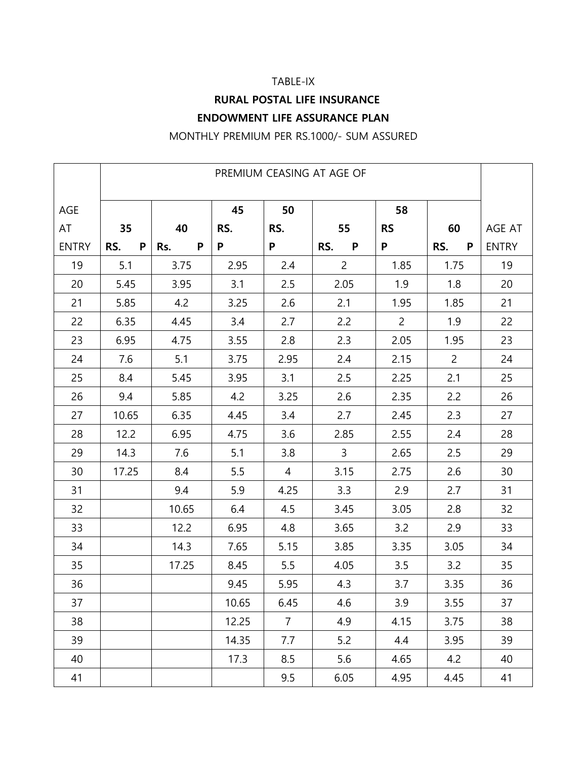TABLE-IX

**RURAL POSTAL LIFE INSURANCE**

**ENDOWMENT LIFE ASSURANCE PLAN**

MONTHLY PREMIUM PER RS.1000/- SUM ASSURED

| | PREMIUM CEASING AT AGE OF | | | | | | | |
|---|---|---|---|---|---|---|---|---|
| AGE AT ENTRY | **35** **RS. P** | **40** **Rs. P** | **45** **RS. P** | **50** **RS. P** | **55** **RS. P** | **58** **RS P** | **60** **RS. P** | AGE AT ENTRY |
| 19 | 5.1 | 3.75 | 2.95 | 2.4 | 2 | 1.85 | 1.75 | 19 |
| 20 | 5.45 | 3.95 | 3.1 | 2.5 | 2.05 | 1.9 | 1.8 | 20 |
| 21 | 5.85 | 4.2 | 3.25 | 2.6 | 2.1 | 1.95 | 1.85 | 21 |
| 22 | 6.35 | 4.45 | 3.4 | 2.7 | 2.2 | 2 | 1.9 | 22 |
| 23 | 6.95 | 4.75 | 3.55 | 2.8 | 2.3 | 2.05 | 1.95 | 23 |
| 24 | 7.6 | 5.1 | 3.75 | 2.95 | 2.4 | 2.15 | 2 | 24 |
| 25 | 8.4 | 5.45 | 3.95 | 3.1 | 2.5 | 2.25 | 2.1 | 25 |
| 26 | 9.4 | 5.85 | 4.2 | 3.25 | 2.6 | 2.35 | 2.2 | 26 |
| 27 | 10.65 | 6.35 | 4.45 | 3.4 | 2.7 | 2.45 | 2.3 | 27 |
| 28 | 12.2 | 6.95 | 4.75 | 3.6 | 2.85 | 2.55 | 2.4 | 28 |
| 29 | 14.3 | 7.6 | 5.1 | 3.8 | 3 | 2.65 | 2.5 | 29 |
| 30 | 17.25 | 8.4 | 5.5 | 4 | 3.15 | 2.75 | 2.6 | 30 |
| 31 | | 9.4 | 5.9 | 4.25 | 3.3 | 2.9 | 2.7 | 31 |
| 32 | | 10.65 | 6.4 | 4.5 | 3.45 | 3.05 | 2.8 | 32 |
| 33 | | 12.2 | 6.95 | 4.8 | 3.65 | 3.2 | 2.9 | 33 |
| 34 | | 14.3 | 7.65 | 5.15 | 3.85 | 3.35 | 3.05 | 34 |
| 35 | | 17.25 | 8.45 | 5.5 | 4.05 | 3.5 | 3.2 | 35 |
| 36 | | | 9.45 | 5.95 | 4.3 | 3.7 | 3.35 | 36 |
| 37 | | | 10.65 | 6.45 | 4.6 | 3.9 | 3.55 | 37 |
| 38 | | | 12.25 | 7 | 4.9 | 4.15 | 3.75 | 38 |
| 39 | | | 14.35 | 7.7 | 5.2 | 4.4 | 3.95 | 39 |
| 40 | | | 17.3 | 8.5 | 5.6 | 4.65 | 4.2 | 40 |
| 41 | | | | 9.5 | 6.05 | 4.95 | 4.45 | 41 |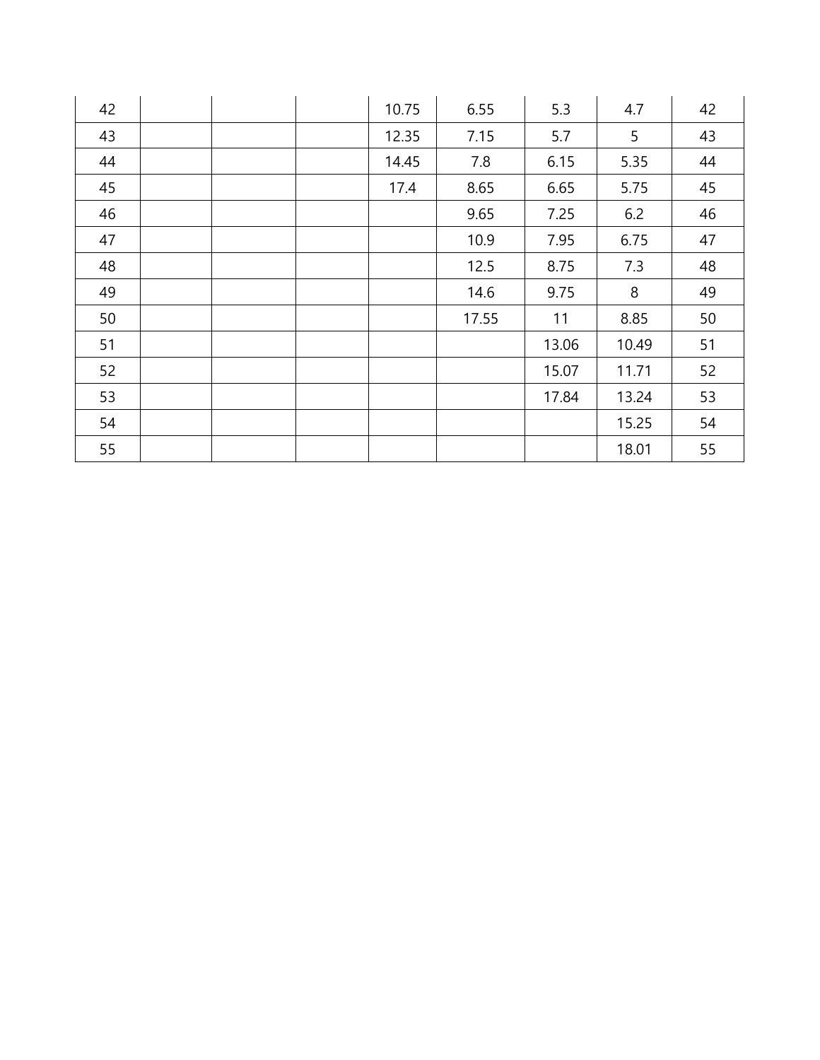| | | | | | | | | |
|---|---|---|---|---|---|---|---|---|
| 42 | | | | 10.75 | 6.55 | 5.3 | 4.7 | 42 |
| 43 | | | | 12.35 | 7.15 | 5.7 | 5 | 43 |
| 44 | | | | 14.45 | 7.8 | 6.15 | 5.35 | 44 |
| 45 | | | | 17.4 | 8.65 | 6.65 | 5.75 | 45 |
| 46 | | | | | 9.65 | 7.25 | 6.2 | 46 |
| 47 | | | | | 10.9 | 7.95 | 6.75 | 47 |
| 48 | | | | | 12.5 | 8.75 | 7.3 | 48 |
| 49 | | | | | 14.6 | 9.75 | 8 | 49 |
| 50 | | | | | 17.55 | 11 | 8.85 | 50 |
| 51 | | | | | | 13.06 | 10.49 | 51 |
| 52 | | | | | | 15.07 | 11.71 | 52 |
| 53 | | | | | | 17.84 | 13.24 | 53 |
| 54 | | | | | | | 15.25 | 54 |
| 55 | | | | | | | 18.01 | 55 |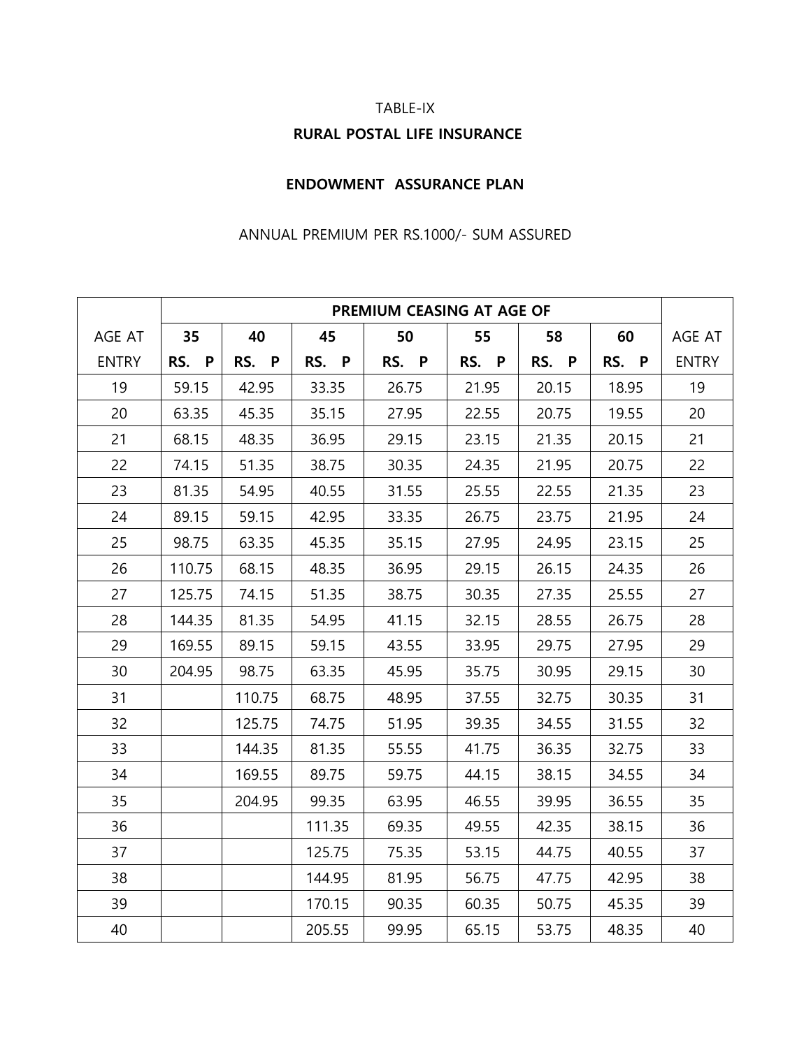TABLE-IX

**RURAL POSTAL LIFE INSURANCE**

**ENDOWMENT ASSURANCE PLAN**

ANNUAL PREMIUM PER RS.1000/- SUM ASSURED

| | **PREMIUM CEASING AT AGE OF** | | | | | | | |
|---|---|---|---|---|---|---|---|---|
| AGE AT | **35** | **40** | **45** | **50** | **55** | **58** | **60** | AGE AT |
| ENTRY | **RS. P** | **RS. P** | **RS. P** | **RS. P** | **RS. P** | **RS. P** | **RS. P** | ENTRY |
| 19 | 59.15 | 42.95 | 33.35 | 26.75 | 21.95 | 20.15 | 18.95 | 19 |
| 20 | 63.35 | 45.35 | 35.15 | 27.95 | 22.55 | 20.75 | 19.55 | 20 |
| 21 | 68.15 | 48.35 | 36.95 | 29.15 | 23.15 | 21.35 | 20.15 | 21 |
| 22 | 74.15 | 51.35 | 38.75 | 30.35 | 24.35 | 21.95 | 20.75 | 22 |
| 23 | 81.35 | 54.95 | 40.55 | 31.55 | 25.55 | 22.55 | 21.35 | 23 |
| 24 | 89.15 | 59.15 | 42.95 | 33.35 | 26.75 | 23.75 | 21.95 | 24 |
| 25 | 98.75 | 63.35 | 45.35 | 35.15 | 27.95 | 24.95 | 23.15 | 25 |
| 26 | 110.75 | 68.15 | 48.35 | 36.95 | 29.15 | 26.15 | 24.35 | 26 |
| 27 | 125.75 | 74.15 | 51.35 | 38.75 | 30.35 | 27.35 | 25.55 | 27 |
| 28 | 144.35 | 81.35 | 54.95 | 41.15 | 32.15 | 28.55 | 26.75 | 28 |
| 29 | 169.55 | 89.15 | 59.15 | 43.55 | 33.95 | 29.75 | 27.95 | 29 |
| 30 | 204.95 | 98.75 | 63.35 | 45.95 | 35.75 | 30.95 | 29.15 | 30 |
| 31 | | 110.75 | 68.75 | 48.95 | 37.55 | 32.75 | 30.35 | 31 |
| 32 | | 125.75 | 74.75 | 51.95 | 39.35 | 34.55 | 31.55 | 32 |
| 33 | | 144.35 | 81.35 | 55.55 | 41.75 | 36.35 | 32.75 | 33 |
| 34 | | 169.55 | 89.75 | 59.75 | 44.15 | 38.15 | 34.55 | 34 |
| 35 | | 204.95 | 99.35 | 63.95 | 46.55 | 39.95 | 36.55 | 35 |
| 36 | | | 111.35 | 69.35 | 49.55 | 42.35 | 38.15 | 36 |
| 37 | | | 125.75 | 75.35 | 53.15 | 44.75 | 40.55 | 37 |
| 38 | | | 144.95 | 81.95 | 56.75 | 47.75 | 42.95 | 38 |
| 39 | | | 170.15 | 90.35 | 60.35 | 50.75 | 45.35 | 39 |
| 40 | | | 205.55 | 99.95 | 65.15 | 53.75 | 48.35 | 40 |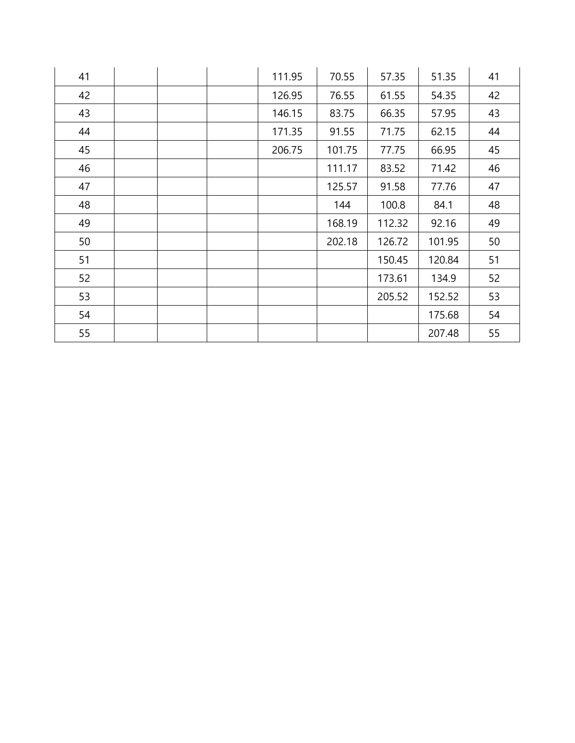| | | | | | | | | |
|---|---|---|---|---|---|---|---|---|
| 41 | | | | 111.95 | 70.55 | 57.35 | 51.35 | 41 |
| 42 | | | | 126.95 | 76.55 | 61.55 | 54.35 | 42 |
| 43 | | | | 146.15 | 83.75 | 66.35 | 57.95 | 43 |
| 44 | | | | 171.35 | 91.55 | 71.75 | 62.15 | 44 |
| 45 | | | | 206.75 | 101.75 | 77.75 | 66.95 | 45 |
| 46 | | | | | 111.17 | 83.52 | 71.42 | 46 |
| 47 | | | | | 125.57 | 91.58 | 77.76 | 47 |
| 48 | | | | | 144 | 100.8 | 84.1 | 48 |
| 49 | | | | | 168.19 | 112.32 | 92.16 | 49 |
| 50 | | | | | 202.18 | 126.72 | 101.95 | 50 |
| 51 | | | | | | 150.45 | 120.84 | 51 |
| 52 | | | | | | 173.61 | 134.9 | 52 |
| 53 | | | | | | 205.52 | 152.52 | 53 |
| 54 | | | | | | | 175.68 | 54 |
| 55 | | | | | | | 207.48 | 55 |